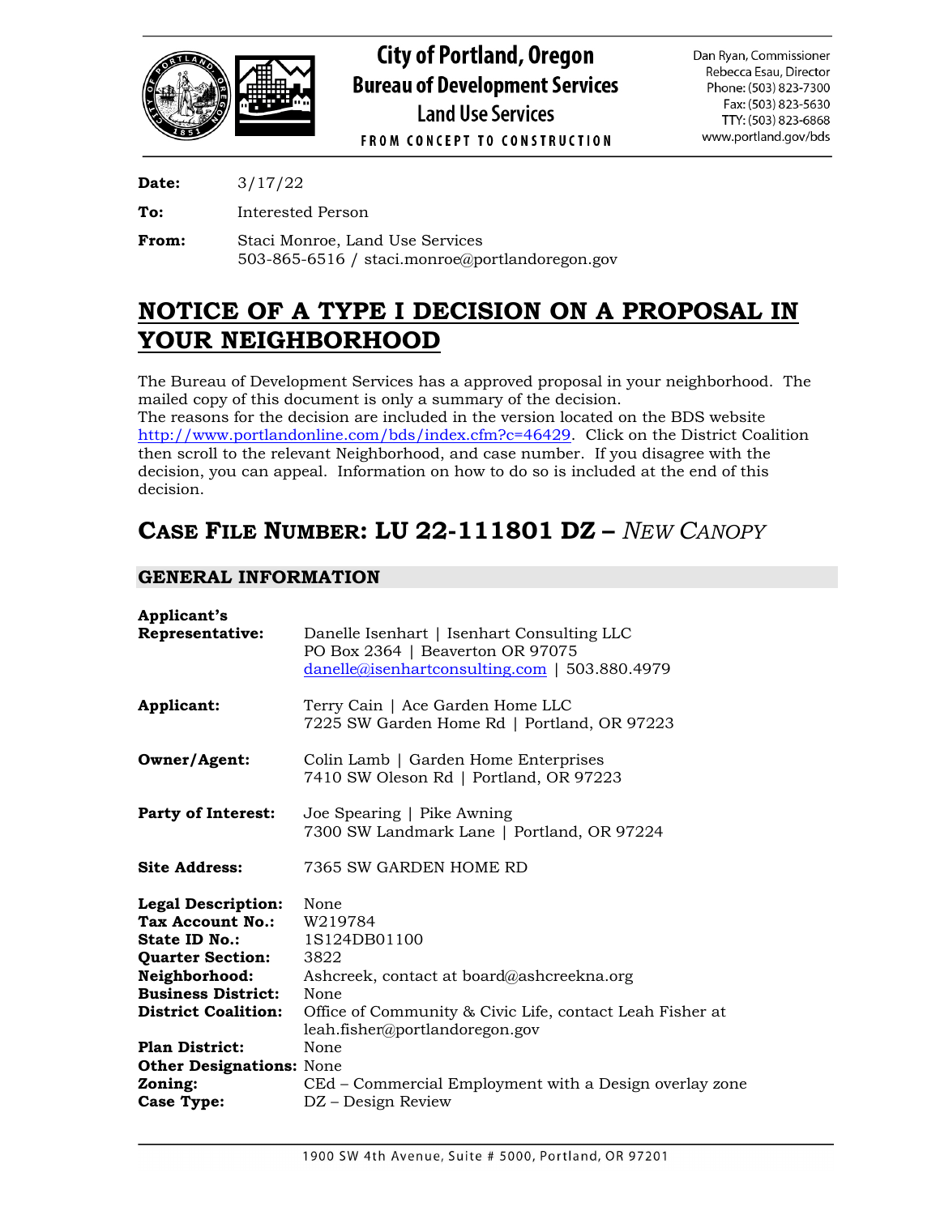City of Portland, Oregon
Bureau of Development Services
Land Use Services
FROM CONCEPT TO CONSTRUCTION

Dan Ryan, Commissioner
Rebecca Esau, Director
Phone: (503) 823-7300
Fax: (503) 823-5630
TTY: (503) 823-6868
www.portland.gov/bds

**Date:** 3/17/22

**To:** Interested Person

**From:** Staci Monroe, Land Use Services
503-865-6516 / staci.monroe@portlandoregon.gov

# NOTICE OF A TYPE I DECISION ON A PROPOSAL IN YOUR NEIGHBORHOOD

The Bureau of Development Services has a approved proposal in your neighborhood. The mailed copy of this document is only a summary of the decision.
The reasons for the decision are included in the version located on the BDS website http://www.portlandonline.com/bds/index.cfm?c=46429. Click on the District Coalition then scroll to the relevant Neighborhood, and case number. If you disagree with the decision, you can appeal. Information on how to do so is included at the end of this decision.

## CASE FILE NUMBER: LU 22-111801 DZ – *NEW CANOPY*

### GENERAL INFORMATION

**Applicant's Representative:** Danelle Isenhart | Isenhart Consulting LLC
PO Box 2364 | Beaverton OR 97075
danelle@isenhartconsulting.com | 503.880.4979

**Applicant:** Terry Cain | Ace Garden Home LLC
7225 SW Garden Home Rd | Portland, OR 97223

**Owner/Agent:** Colin Lamb | Garden Home Enterprises
7410 SW Oleson Rd | Portland, OR 97223

**Party of Interest:** Joe Spearing | Pike Awning
7300 SW Landmark Lane | Portland, OR 97224

**Site Address:** 7365 SW GARDEN HOME RD

**Legal Description:** None
**Tax Account No.:** W219784
**State ID No.:** 1S124DB01100
**Quarter Section:** 3822
**Neighborhood:** Ashcreek, contact at board@ashcreekna.org
**Business District:** None
**District Coalition:** Office of Community & Civic Life, contact Leah Fisher at leah.fisher@portlandoregon.gov
**Plan District:** None
**Other Designations:** None
**Zoning:** CEd – Commercial Employment with a Design overlay zone
**Case Type:** DZ – Design Review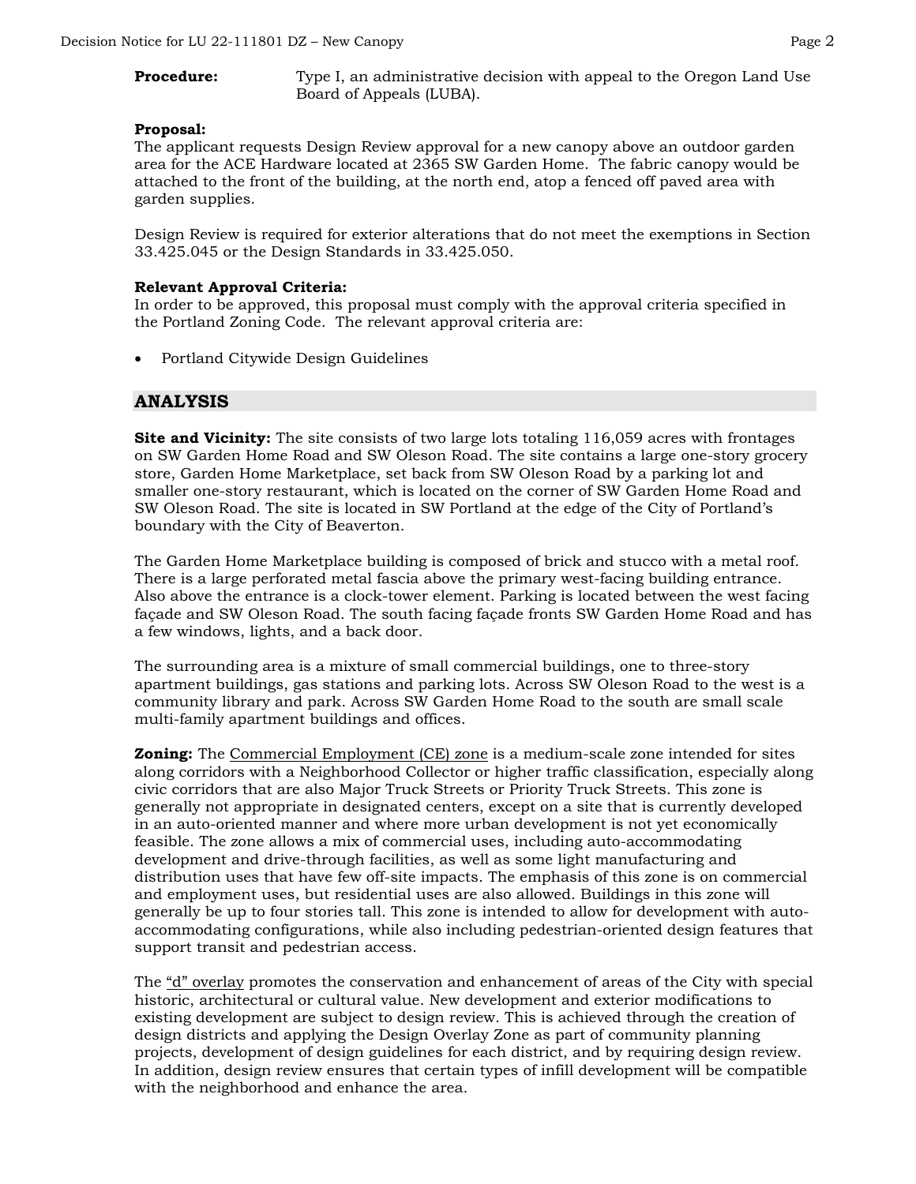**Procedure:** Type I, an administrative decision with appeal to the Oregon Land Use Board of Appeals (LUBA).

**Proposal:**
The applicant requests Design Review approval for a new canopy above an outdoor garden area for the ACE Hardware located at 2365 SW Garden Home. The fabric canopy would be attached to the front of the building, at the north end, atop a fenced off paved area with garden supplies.

Design Review is required for exterior alterations that do not meet the exemptions in Section 33.425.045 or the Design Standards in 33.425.050.

**Relevant Approval Criteria:**
In order to be approved, this proposal must comply with the approval criteria specified in the Portland Zoning Code. The relevant approval criteria are:

- Portland Citywide Design Guidelines

## ANALYSIS

**Site and Vicinity:** The site consists of two large lots totaling 116,059 acres with frontages on SW Garden Home Road and SW Oleson Road. The site contains a large one-story grocery store, Garden Home Marketplace, set back from SW Oleson Road by a parking lot and smaller one-story restaurant, which is located on the corner of SW Garden Home Road and SW Oleson Road. The site is located in SW Portland at the edge of the City of Portland's boundary with the City of Beaverton.

The Garden Home Marketplace building is composed of brick and stucco with a metal roof. There is a large perforated metal fascia above the primary west-facing building entrance. Also above the entrance is a clock-tower element. Parking is located between the west facing façade and SW Oleson Road. The south facing façade fronts SW Garden Home Road and has a few windows, lights, and a back door.

The surrounding area is a mixture of small commercial buildings, one to three-story apartment buildings, gas stations and parking lots. Across SW Oleson Road to the west is a community library and park. Across SW Garden Home Road to the south are small scale multi-family apartment buildings and offices.

**Zoning:** The Commercial Employment (CE) zone is a medium-scale zone intended for sites along corridors with a Neighborhood Collector or higher traffic classification, especially along civic corridors that are also Major Truck Streets or Priority Truck Streets. This zone is generally not appropriate in designated centers, except on a site that is currently developed in an auto-oriented manner and where more urban development is not yet economically feasible. The zone allows a mix of commercial uses, including auto-accommodating development and drive-through facilities, as well as some light manufacturing and distribution uses that have few off-site impacts. The emphasis of this zone is on commercial and employment uses, but residential uses are also allowed. Buildings in this zone will generally be up to four stories tall. This zone is intended to allow for development with auto-accommodating configurations, while also including pedestrian-oriented design features that support transit and pedestrian access.

The "d" overlay promotes the conservation and enhancement of areas of the City with special historic, architectural or cultural value. New development and exterior modifications to existing development are subject to design review. This is achieved through the creation of design districts and applying the Design Overlay Zone as part of community planning projects, development of design guidelines for each district, and by requiring design review. In addition, design review ensures that certain types of infill development will be compatible with the neighborhood and enhance the area.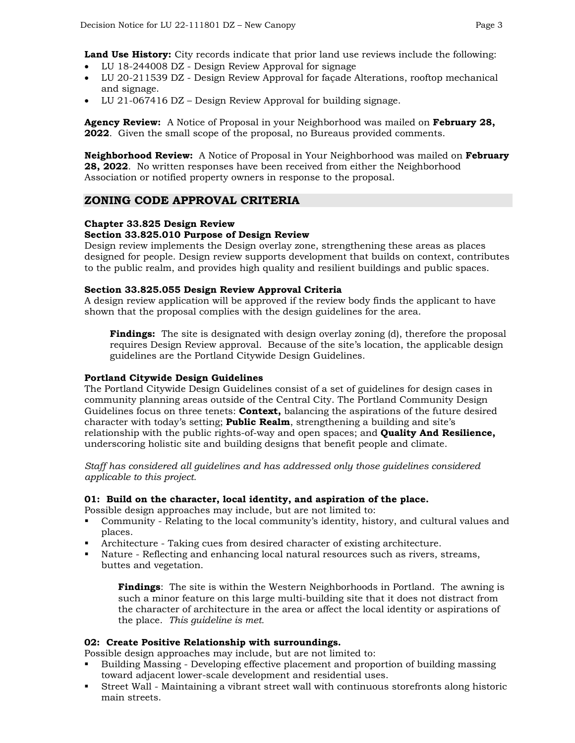**Land Use History:** City records indicate that prior land use reviews include the following:

- LU 18-244008 DZ - Design Review Approval for signage
- LU 20-211539 DZ - Design Review Approval for façade Alterations, rooftop mechanical and signage.
- LU 21-067416 DZ – Design Review Approval for building signage.

**Agency Review:** A Notice of Proposal in your Neighborhood was mailed on **February 28, 2022**. Given the small scope of the proposal, no Bureaus provided comments.

**Neighborhood Review:** A Notice of Proposal in Your Neighborhood was mailed on **February 28, 2022**. No written responses have been received from either the Neighborhood Association or notified property owners in response to the proposal.

## ZONING CODE APPROVAL CRITERIA

**Chapter 33.825 Design Review**
**Section 33.825.010 Purpose of Design Review**
Design review implements the Design overlay zone, strengthening these areas as places designed for people. Design review supports development that builds on context, contributes to the public realm, and provides high quality and resilient buildings and public spaces.

**Section 33.825.055 Design Review Approval Criteria**
A design review application will be approved if the review body finds the applicant to have shown that the proposal complies with the design guidelines for the area.

> **Findings:** The site is designated with design overlay zoning (d), therefore the proposal requires Design Review approval. Because of the site's location, the applicable design guidelines are the Portland Citywide Design Guidelines.

**Portland Citywide Design Guidelines**
The Portland Citywide Design Guidelines consist of a set of guidelines for design cases in community planning areas outside of the Central City. The Portland Community Design Guidelines focus on three tenets: **Context,** balancing the aspirations of the future desired character with today's setting; **Public Realm**, strengthening a building and site's relationship with the public rights-of-way and open spaces; and **Quality And Resilience,** underscoring holistic site and building designs that benefit people and climate.

*Staff has considered all guidelines and has addressed only those guidelines considered applicable to this project.*

**01: Build on the character, local identity, and aspiration of the place.**
Possible design approaches may include, but are not limited to:

- Community - Relating to the local community's identity, history, and cultural values and places.
- Architecture - Taking cues from desired character of existing architecture.
- Nature - Reflecting and enhancing local natural resources such as rivers, streams, buttes and vegetation.

> **Findings**: The site is within the Western Neighborhoods in Portland. The awning is such a minor feature on this large multi-building site that it does not distract from the character of architecture in the area or affect the local identity or aspirations of the place. *This guideline is met.*

**02: Create Positive Relationship with surroundings.**
Possible design approaches may include, but are not limited to:

- Building Massing - Developing effective placement and proportion of building massing toward adjacent lower-scale development and residential uses.
- Street Wall - Maintaining a vibrant street wall with continuous storefronts along historic main streets.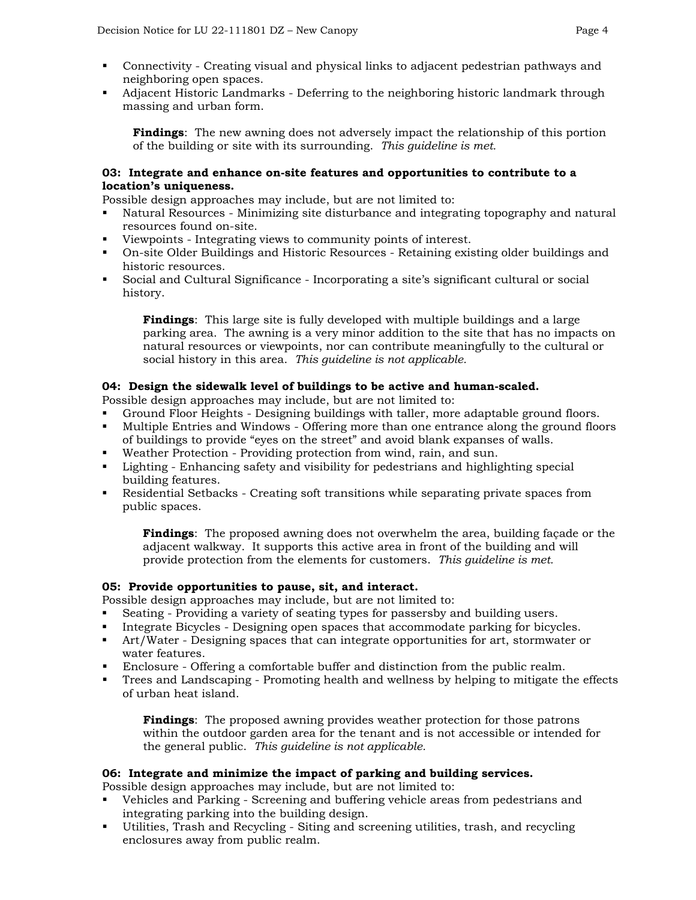- Connectivity - Creating visual and physical links to adjacent pedestrian pathways and neighboring open spaces.
- Adjacent Historic Landmarks - Deferring to the neighboring historic landmark through massing and urban form.

> **Findings**: The new awning does not adversely impact the relationship of this portion of the building or site with its surrounding. *This guideline is met.*

**03: Integrate and enhance on-site features and opportunities to contribute to a location's uniqueness.**
Possible design approaches may include, but are not limited to:

- Natural Resources - Minimizing site disturbance and integrating topography and natural resources found on-site.
- Viewpoints - Integrating views to community points of interest.
- On-site Older Buildings and Historic Resources - Retaining existing older buildings and historic resources.
- Social and Cultural Significance - Incorporating a site's significant cultural or social history.

> **Findings**: This large site is fully developed with multiple buildings and a large parking area. The awning is a very minor addition to the site that has no impacts on natural resources or viewpoints, nor can contribute meaningfully to the cultural or social history in this area. *This guideline is not applicable.*

**04: Design the sidewalk level of buildings to be active and human-scaled.**
Possible design approaches may include, but are not limited to:

- Ground Floor Heights - Designing buildings with taller, more adaptable ground floors.
- Multiple Entries and Windows - Offering more than one entrance along the ground floors of buildings to provide "eyes on the street" and avoid blank expanses of walls.
- Weather Protection - Providing protection from wind, rain, and sun.
- Lighting - Enhancing safety and visibility for pedestrians and highlighting special building features.
- Residential Setbacks - Creating soft transitions while separating private spaces from public spaces.

> **Findings**: The proposed awning does not overwhelm the area, building façade or the adjacent walkway. It supports this active area in front of the building and will provide protection from the elements for customers. *This guideline is met.*

**05: Provide opportunities to pause, sit, and interact.**
Possible design approaches may include, but are not limited to:

- Seating - Providing a variety of seating types for passersby and building users.
- Integrate Bicycles - Designing open spaces that accommodate parking for bicycles.
- Art/Water - Designing spaces that can integrate opportunities for art, stormwater or water features.
- Enclosure - Offering a comfortable buffer and distinction from the public realm.
- Trees and Landscaping - Promoting health and wellness by helping to mitigate the effects of urban heat island.

> **Findings**: The proposed awning provides weather protection for those patrons within the outdoor garden area for the tenant and is not accessible or intended for the general public. *This guideline is not applicable.*

**06: Integrate and minimize the impact of parking and building services.**
Possible design approaches may include, but are not limited to:

- Vehicles and Parking - Screening and buffering vehicle areas from pedestrians and integrating parking into the building design.
- Utilities, Trash and Recycling - Siting and screening utilities, trash, and recycling enclosures away from public realm.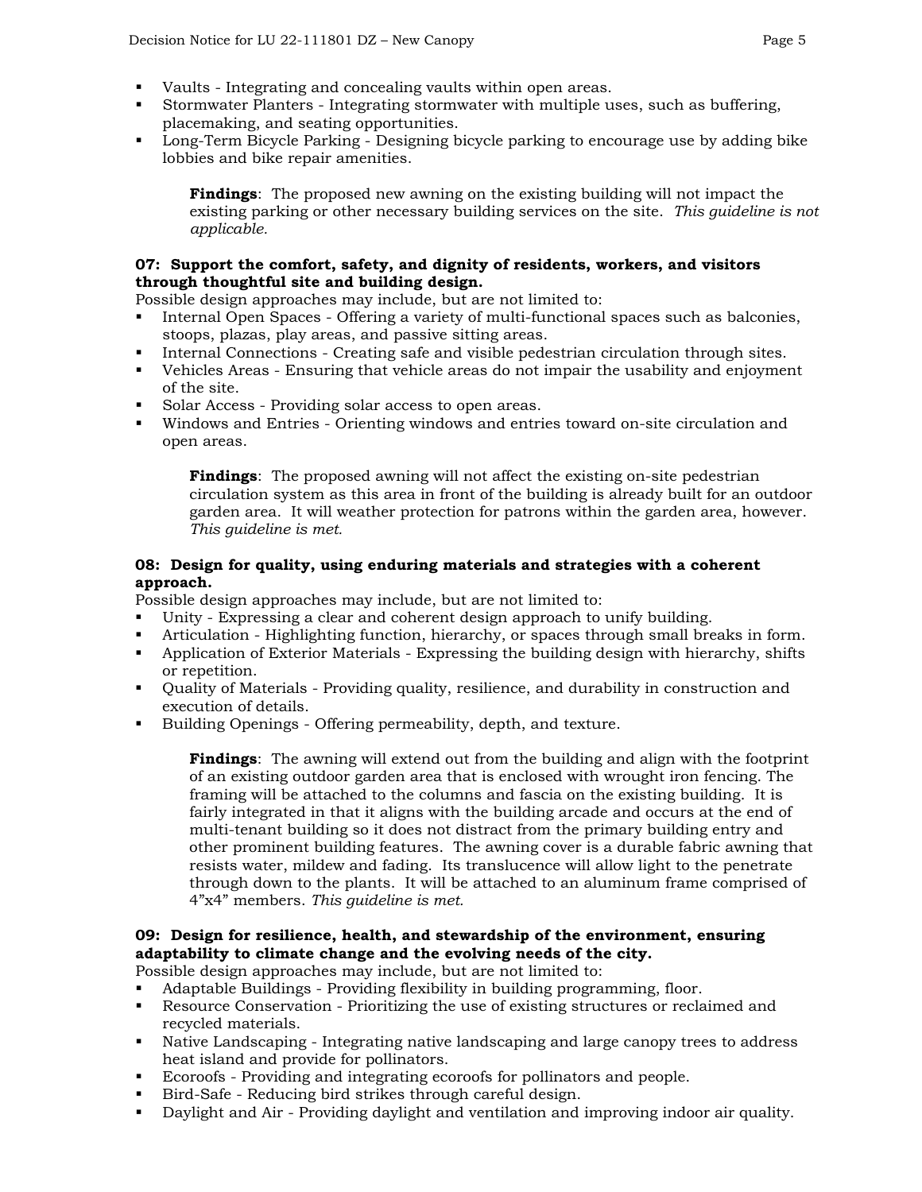- Vaults - Integrating and concealing vaults within open areas.
- Stormwater Planters - Integrating stormwater with multiple uses, such as buffering, placemaking, and seating opportunities.
- Long-Term Bicycle Parking - Designing bicycle parking to encourage use by adding bike lobbies and bike repair amenities.

> **Findings**: The proposed new awning on the existing building will not impact the existing parking or other necessary building services on the site. *This guideline is not applicable.*

**07: Support the comfort, safety, and dignity of residents, workers, and visitors through thoughtful site and building design.**

Possible design approaches may include, but are not limited to:

- Internal Open Spaces - Offering a variety of multi-functional spaces such as balconies, stoops, plazas, play areas, and passive sitting areas.
- Internal Connections - Creating safe and visible pedestrian circulation through sites.
- Vehicles Areas - Ensuring that vehicle areas do not impair the usability and enjoyment of the site.
- Solar Access - Providing solar access to open areas.
- Windows and Entries - Orienting windows and entries toward on-site circulation and open areas.

> **Findings**: The proposed awning will not affect the existing on-site pedestrian circulation system as this area in front of the building is already built for an outdoor garden area. It will weather protection for patrons within the garden area, however. *This guideline is met.*

**08: Design for quality, using enduring materials and strategies with a coherent approach.**

Possible design approaches may include, but are not limited to:

- Unity - Expressing a clear and coherent design approach to unify building.
- Articulation - Highlighting function, hierarchy, or spaces through small breaks in form.
- Application of Exterior Materials - Expressing the building design with hierarchy, shifts or repetition.
- Quality of Materials - Providing quality, resilience, and durability in construction and execution of details.
- Building Openings - Offering permeability, depth, and texture.

> **Findings**: The awning will extend out from the building and align with the footprint of an existing outdoor garden area that is enclosed with wrought iron fencing. The framing will be attached to the columns and fascia on the existing building. It is fairly integrated in that it aligns with the building arcade and occurs at the end of multi-tenant building so it does not distract from the primary building entry and other prominent building features. The awning cover is a durable fabric awning that resists water, mildew and fading. Its translucence will allow light to the penetrate through down to the plants. It will be attached to an aluminum frame comprised of 4"x4" members. *This guideline is met.*

**09: Design for resilience, health, and stewardship of the environment, ensuring adaptability to climate change and the evolving needs of the city.**

Possible design approaches may include, but are not limited to:

- Adaptable Buildings - Providing flexibility in building programming, floor.
- Resource Conservation - Prioritizing the use of existing structures or reclaimed and recycled materials.
- Native Landscaping - Integrating native landscaping and large canopy trees to address heat island and provide for pollinators.
- Ecoroofs - Providing and integrating ecoroofs for pollinators and people.
- Bird-Safe - Reducing bird strikes through careful design.
- Daylight and Air - Providing daylight and ventilation and improving indoor air quality.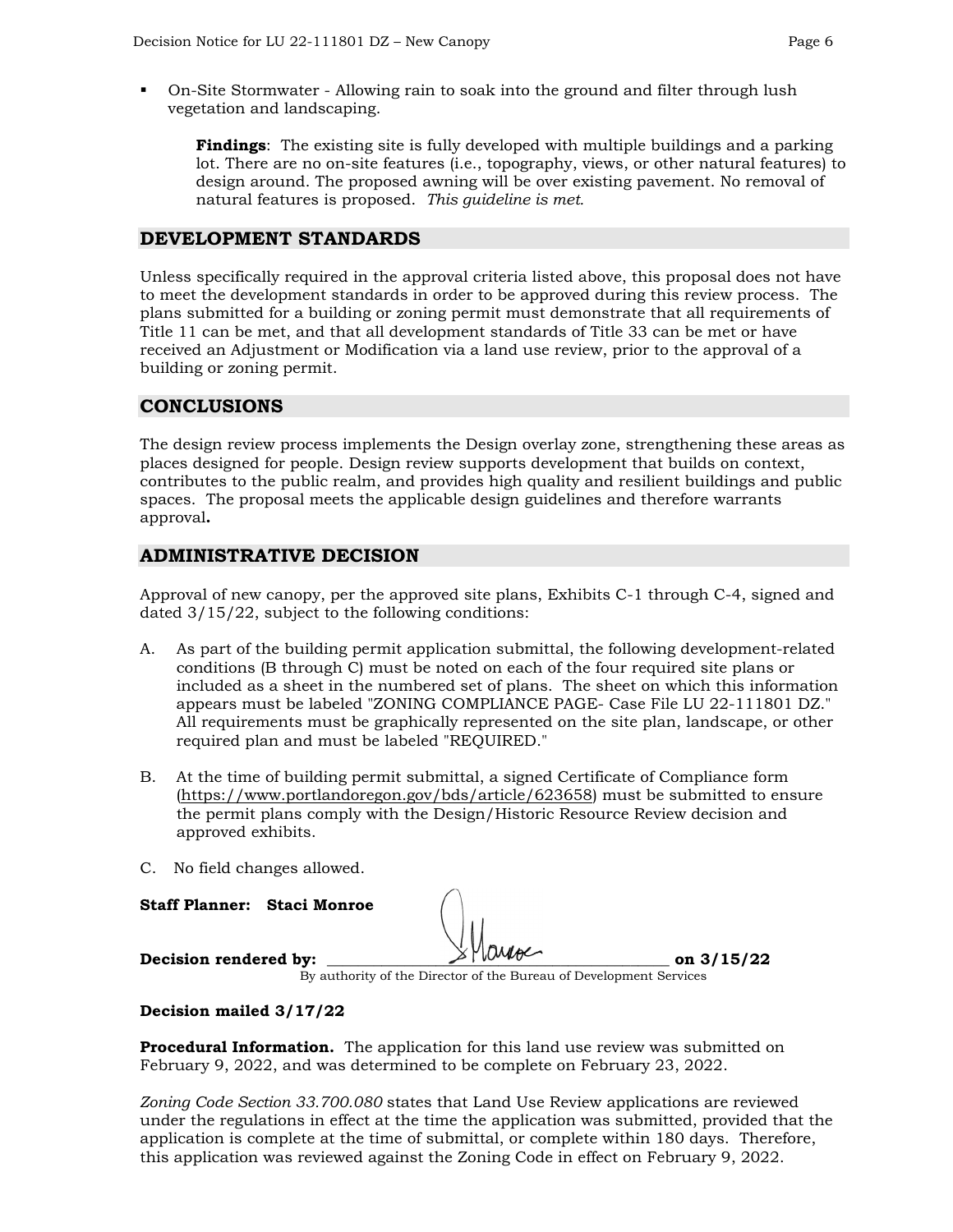- On-Site Stormwater - Allowing rain to soak into the ground and filter through lush vegetation and landscaping.

  **Findings**: The existing site is fully developed with multiple buildings and a parking lot. There are no on-site features (i.e., topography, views, or other natural features) to design around. The proposed awning will be over existing pavement. No removal of natural features is proposed. *This guideline is met.*

## DEVELOPMENT STANDARDS

Unless specifically required in the approval criteria listed above, this proposal does not have to meet the development standards in order to be approved during this review process. The plans submitted for a building or zoning permit must demonstrate that all requirements of Title 11 can be met, and that all development standards of Title 33 can be met or have received an Adjustment or Modification via a land use review, prior to the approval of a building or zoning permit.

## CONCLUSIONS

The design review process implements the Design overlay zone, strengthening these areas as places designed for people. Design review supports development that builds on context, contributes to the public realm, and provides high quality and resilient buildings and public spaces. The proposal meets the applicable design guidelines and therefore warrants approval**.**

## ADMINISTRATIVE DECISION

Approval of new canopy, per the approved site plans, Exhibits C-1 through C-4, signed and dated 3/15/22, subject to the following conditions:

A. As part of the building permit application submittal, the following development-related conditions (B through C) must be noted on each of the four required site plans or included as a sheet in the numbered set of plans. The sheet on which this information appears must be labeled "ZONING COMPLIANCE PAGE- Case File LU 22-111801 DZ." All requirements must be graphically represented on the site plan, landscape, or other required plan and must be labeled "REQUIRED."

B. At the time of building permit submittal, a signed Certificate of Compliance form (https://www.portlandoregon.gov/bds/article/623658) must be submitted to ensure the permit plans comply with the Design/Historic Resource Review decision and approved exhibits.

C. No field changes allowed.

**Staff Planner: Staci Monroe**

**Decision rendered by:** ______________________ **on 3/15/22**
By authority of the Director of the Bureau of Development Services

**Decision mailed 3/17/22**

**Procedural Information.** The application for this land use review was submitted on February 9, 2022, and was determined to be complete on February 23, 2022.

*Zoning Code Section 33.700.080* states that Land Use Review applications are reviewed under the regulations in effect at the time the application was submitted, provided that the application is complete at the time of submittal, or complete within 180 days. Therefore, this application was reviewed against the Zoning Code in effect on February 9, 2022.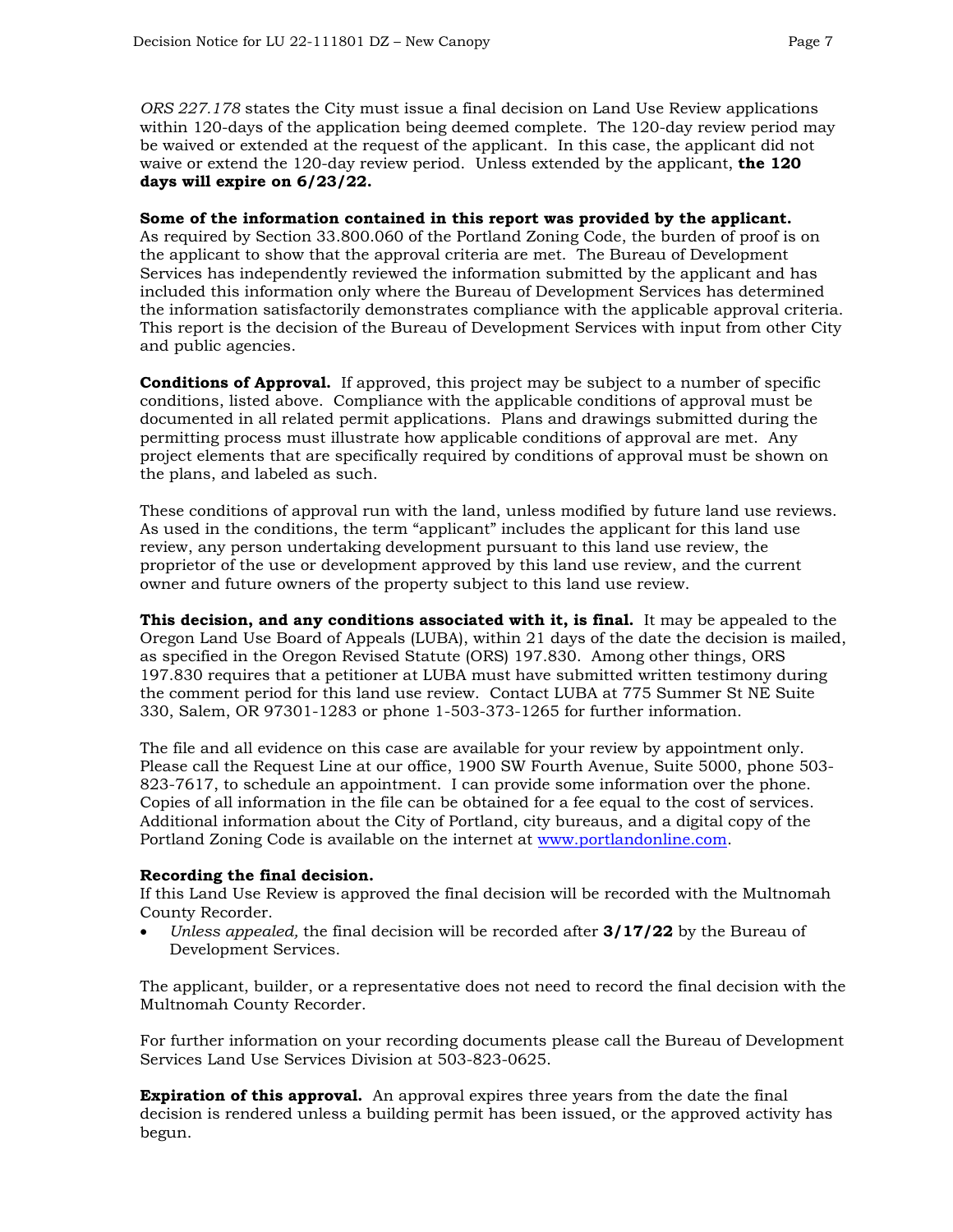*ORS 227.178* states the City must issue a final decision on Land Use Review applications within 120-days of the application being deemed complete. The 120-day review period may be waived or extended at the request of the applicant. In this case, the applicant did not waive or extend the 120-day review period. Unless extended by the applicant, **the 120 days will expire on 6/23/22.**

**Some of the information contained in this report was provided by the applicant.** As required by Section 33.800.060 of the Portland Zoning Code, the burden of proof is on the applicant to show that the approval criteria are met. The Bureau of Development Services has independently reviewed the information submitted by the applicant and has included this information only where the Bureau of Development Services has determined the information satisfactorily demonstrates compliance with the applicable approval criteria. This report is the decision of the Bureau of Development Services with input from other City and public agencies.

**Conditions of Approval.** If approved, this project may be subject to a number of specific conditions, listed above. Compliance with the applicable conditions of approval must be documented in all related permit applications. Plans and drawings submitted during the permitting process must illustrate how applicable conditions of approval are met. Any project elements that are specifically required by conditions of approval must be shown on the plans, and labeled as such.

These conditions of approval run with the land, unless modified by future land use reviews. As used in the conditions, the term "applicant" includes the applicant for this land use review, any person undertaking development pursuant to this land use review, the proprietor of the use or development approved by this land use review, and the current owner and future owners of the property subject to this land use review.

**This decision, and any conditions associated with it, is final.** It may be appealed to the Oregon Land Use Board of Appeals (LUBA), within 21 days of the date the decision is mailed, as specified in the Oregon Revised Statute (ORS) 197.830. Among other things, ORS 197.830 requires that a petitioner at LUBA must have submitted written testimony during the comment period for this land use review. Contact LUBA at 775 Summer St NE Suite 330, Salem, OR 97301-1283 or phone 1-503-373-1265 for further information.

The file and all evidence on this case are available for your review by appointment only. Please call the Request Line at our office, 1900 SW Fourth Avenue, Suite 5000, phone 503-823-7617, to schedule an appointment. I can provide some information over the phone. Copies of all information in the file can be obtained for a fee equal to the cost of services. Additional information about the City of Portland, city bureaus, and a digital copy of the Portland Zoning Code is available on the internet at [www.portlandonline.com](http://www.portlandonline.com).

**Recording the final decision.**
If this Land Use Review is approved the final decision will be recorded with the Multnomah County Recorder.

- *Unless appealed,* the final decision will be recorded after **3/17/22** by the Bureau of Development Services.

The applicant, builder, or a representative does not need to record the final decision with the Multnomah County Recorder.

For further information on your recording documents please call the Bureau of Development Services Land Use Services Division at 503-823-0625.

**Expiration of this approval.** An approval expires three years from the date the final decision is rendered unless a building permit has been issued, or the approved activity has begun.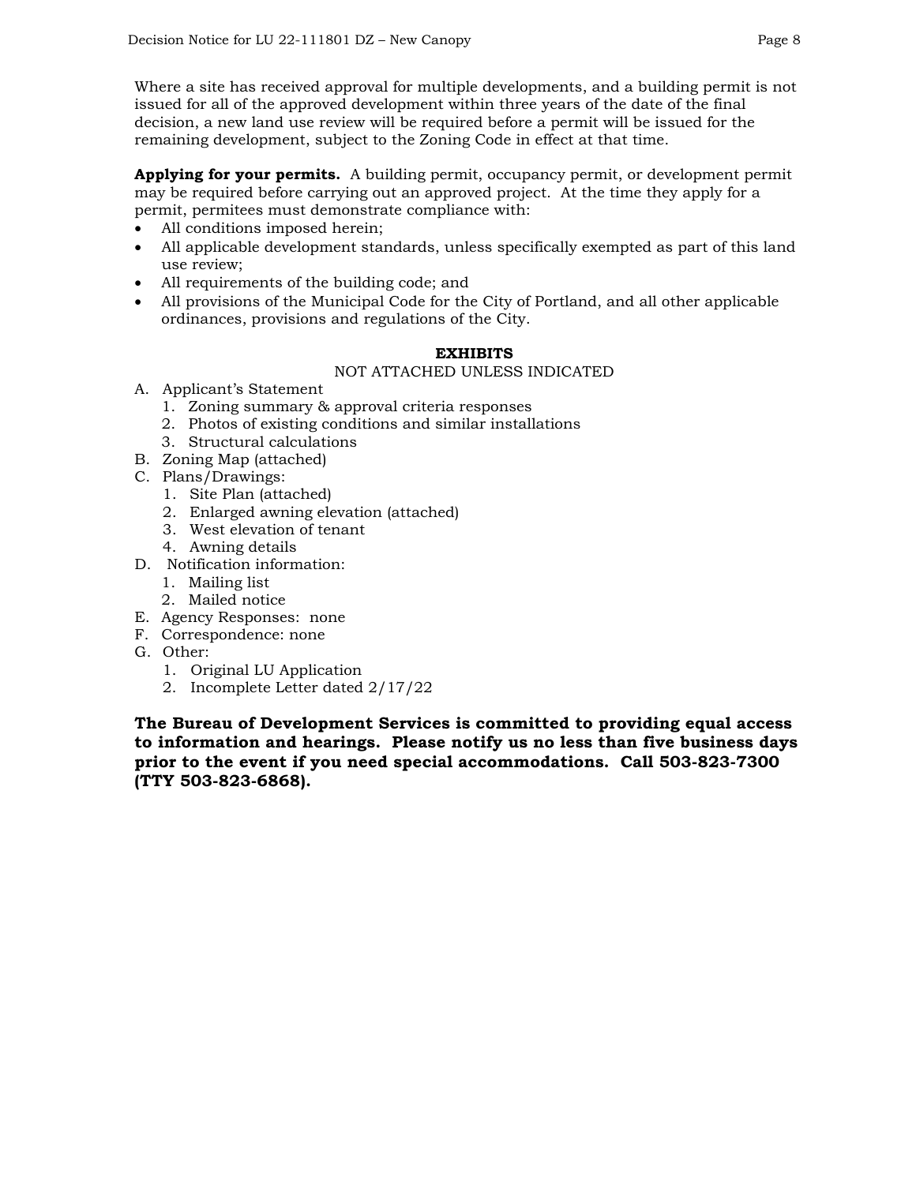Where a site has received approval for multiple developments, and a building permit is not issued for all of the approved development within three years of the date of the final decision, a new land use review will be required before a permit will be issued for the remaining development, subject to the Zoning Code in effect at that time.

**Applying for your permits.** A building permit, occupancy permit, or development permit may be required before carrying out an approved project. At the time they apply for a permit, permitees must demonstrate compliance with:

- All conditions imposed herein;
- All applicable development standards, unless specifically exempted as part of this land use review;
- All requirements of the building code; and
- All provisions of the Municipal Code for the City of Portland, and all other applicable ordinances, provisions and regulations of the City.

**EXHIBITS**

NOT ATTACHED UNLESS INDICATED

A. Applicant's Statement
   1. Zoning summary & approval criteria responses
   2. Photos of existing conditions and similar installations
   3. Structural calculations
B. Zoning Map (attached)
C. Plans/Drawings:
   1. Site Plan (attached)
   2. Enlarged awning elevation (attached)
   3. West elevation of tenant
   4. Awning details
D. Notification information:
   1. Mailing list
   2. Mailed notice
E. Agency Responses: none
F. Correspondence: none
G. Other:
   1. Original LU Application
   2. Incomplete Letter dated 2/17/22

**The Bureau of Development Services is committed to providing equal access to information and hearings. Please notify us no less than five business days prior to the event if you need special accommodations. Call 503-823-7300 (TTY 503-823-6868).**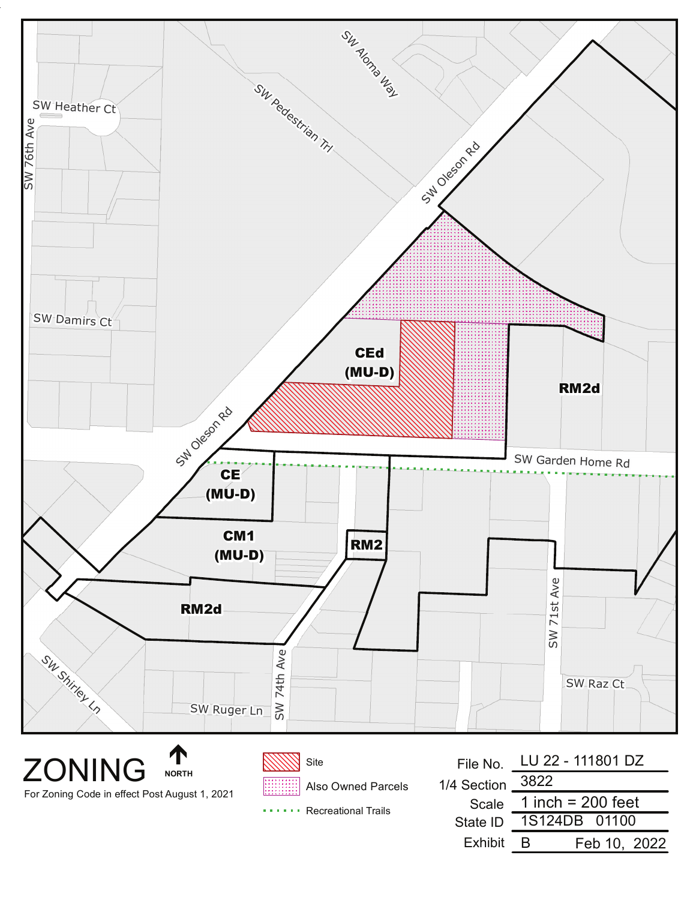# ZONING

For Zoning Code in effect Post August 1, 2021

NORTH

- Site
- Also Owned Parcels
- Recreational Trails

| | |
|---|---|
| File No. | LU 22 - 111801 DZ |
| 1/4 Section | 3822 |
| Scale | 1 inch = 200 feet |
| State ID | 1S124DB 01100 |
| Exhibit | B Feb 10, 2022 |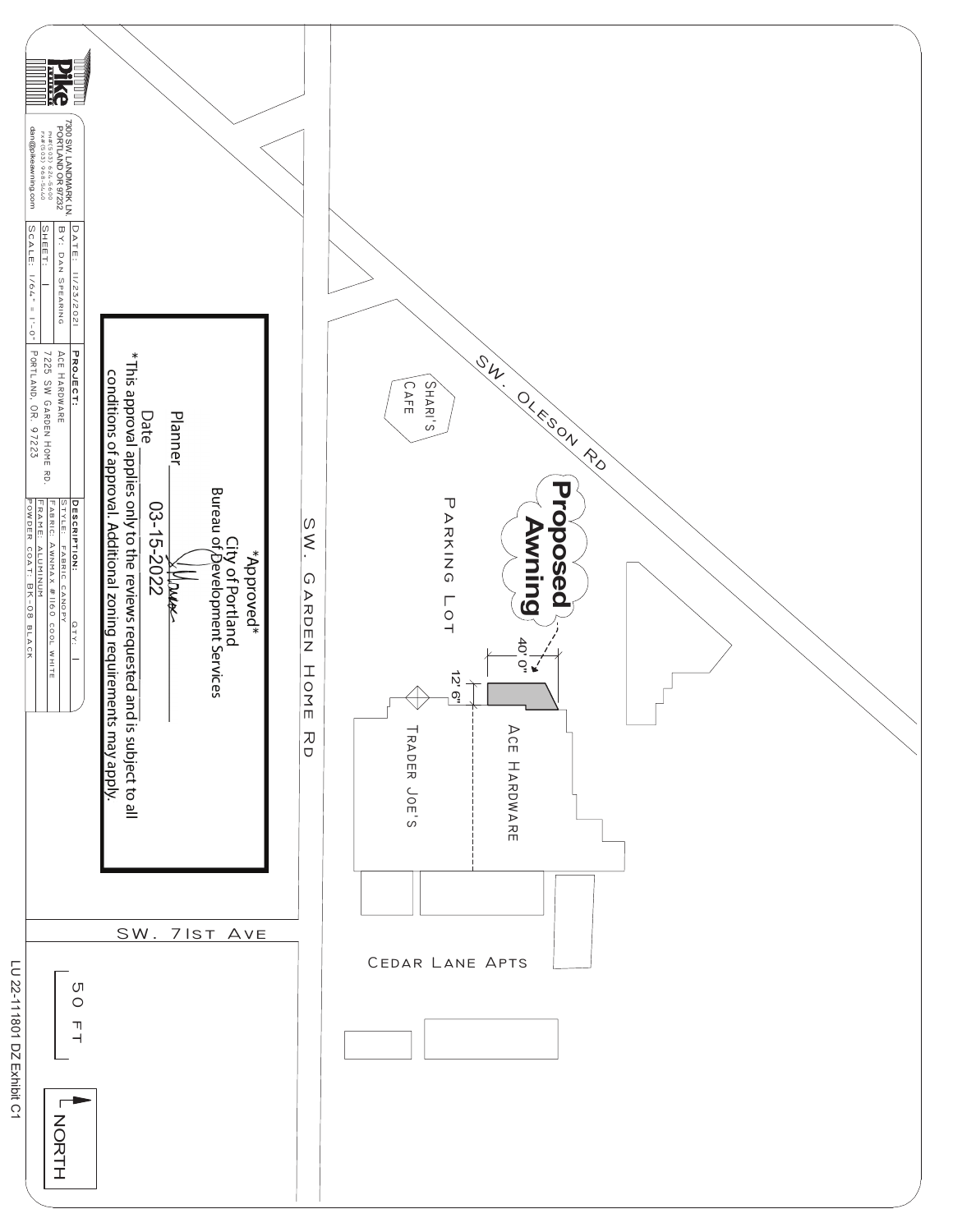Pike Awning

7300 SW LANDMARK LN.
PORTLAND OR 97232
PH#(503) 624-5600
FX#(503) 968-5640
dan@pikeawning.com

| | | | |
|---|---|---|---|
| DATE: 11/23/2021 | PROJECT: | DESCRIPTION: | QTY: 1 |
| BY: DAN SPEARING | ACE HARDWARE | STYLE: FABRIC CANOPY | |
| SHEET: 1 | 7225 SW GARDEN HOME RD. | FABRIC: AWNMAX #1160 COOL WHITE | |
| SCALE: 1/64" = 1'-0" | PORTLAND, OR. 97223 | FRAME: ALUMINUM | |
| | | POWDER COAT: BK-08 BLACK | |

*Approved*
City of Portland
Bureau of Development Services

Planner ____________

Date 03-15-2022

*This approval applies only to the reviews requested and is subject to all conditions of approval. Additional zoning requirements may apply.

SW. OLESON RD

SW. GARDEN HOME RD

SW. 71ST AVE

SHARI'S CAFE

PARKING LOT

**Proposed Awning**

40' 0"

12' 6"

ACE HARDWARE

TRADER JOE'S

CEDAR LANE APTS

50 FT

NORTH

LU 22-111801 DZ Exhibit C1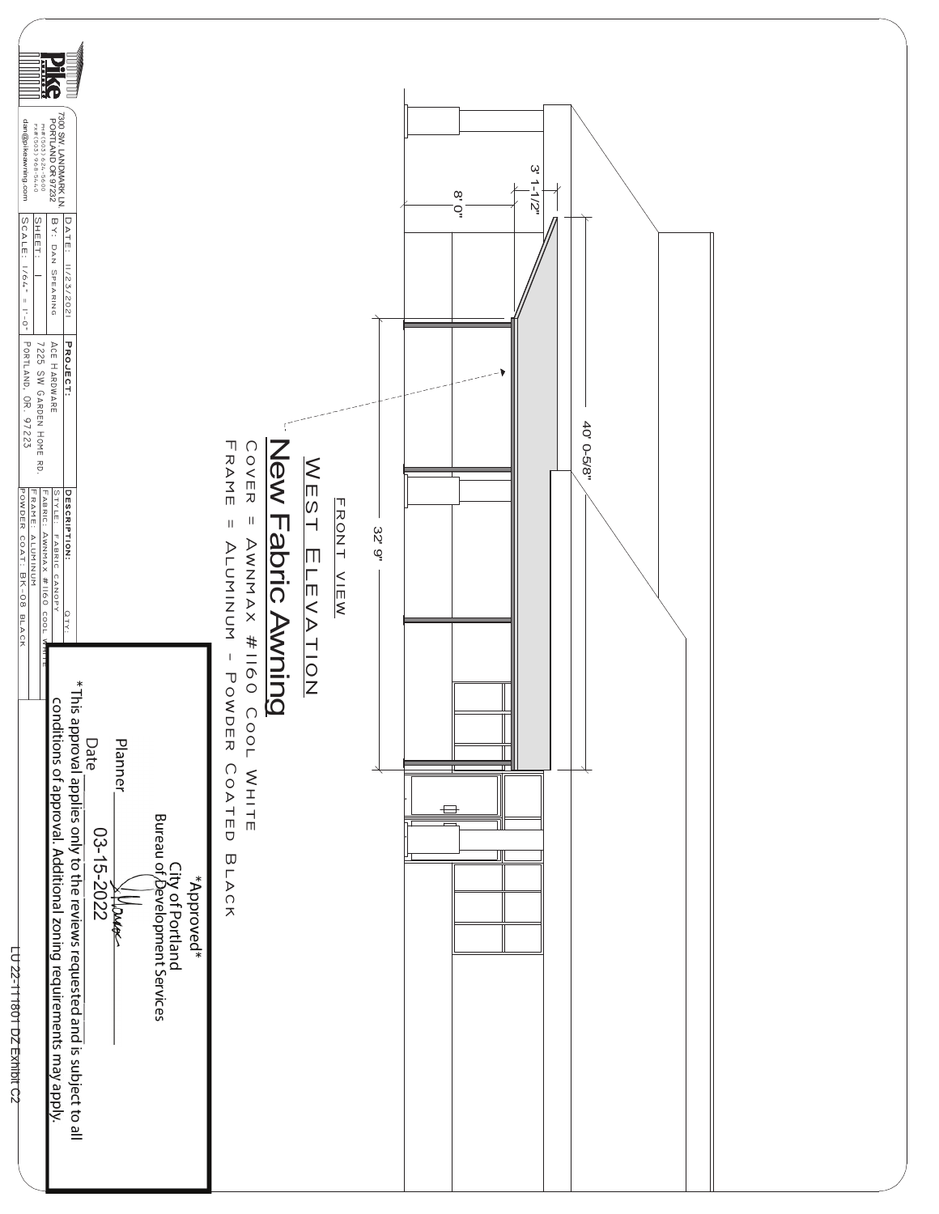FRONT VIEW

WEST ELEVATION

New Fabric Awning

COVER = AWNMAX #1160 COOL WHITE

FRAME = ALUMINUM - POWDER COATED BLACK

3' 1-1/2"

8' 0"

40' 0-5/8"

32' 9"

7300 SW. LANDMARK LN.
PORTLAND OR 97232
PH# (503) 624-5600
FX# (503) 968-5440
dan@pikeawning.com

| DATE: 11/23/2021 | PROJECT: | DESCRIPTION: | QTY: |
|---|---|---|---|
| BY: DAN SPEARING | ACE HARDWARE | STYLE: FABRIC CANOPY | |
| SHEET: 1 | 7225 SW GARDEN HOME RD. | FABRIC: AWNMAX #1160 COOL WHITE | |
| SCALE: 1/64" = 1'-0" | PORTLAND, OR. 97223 | FRAME: ALUMINUM | |
| | | POWDER COAT: BK-08 BLACK | |

\*Approved\*
City of Portland
Bureau of Development Services

Planner ___

Date 03-15-2022

\*This approval applies only to the reviews requested and is subject to all conditions of approval. Additional zoning requirements may apply.

LU 22-111801 DZ Exhibit C2